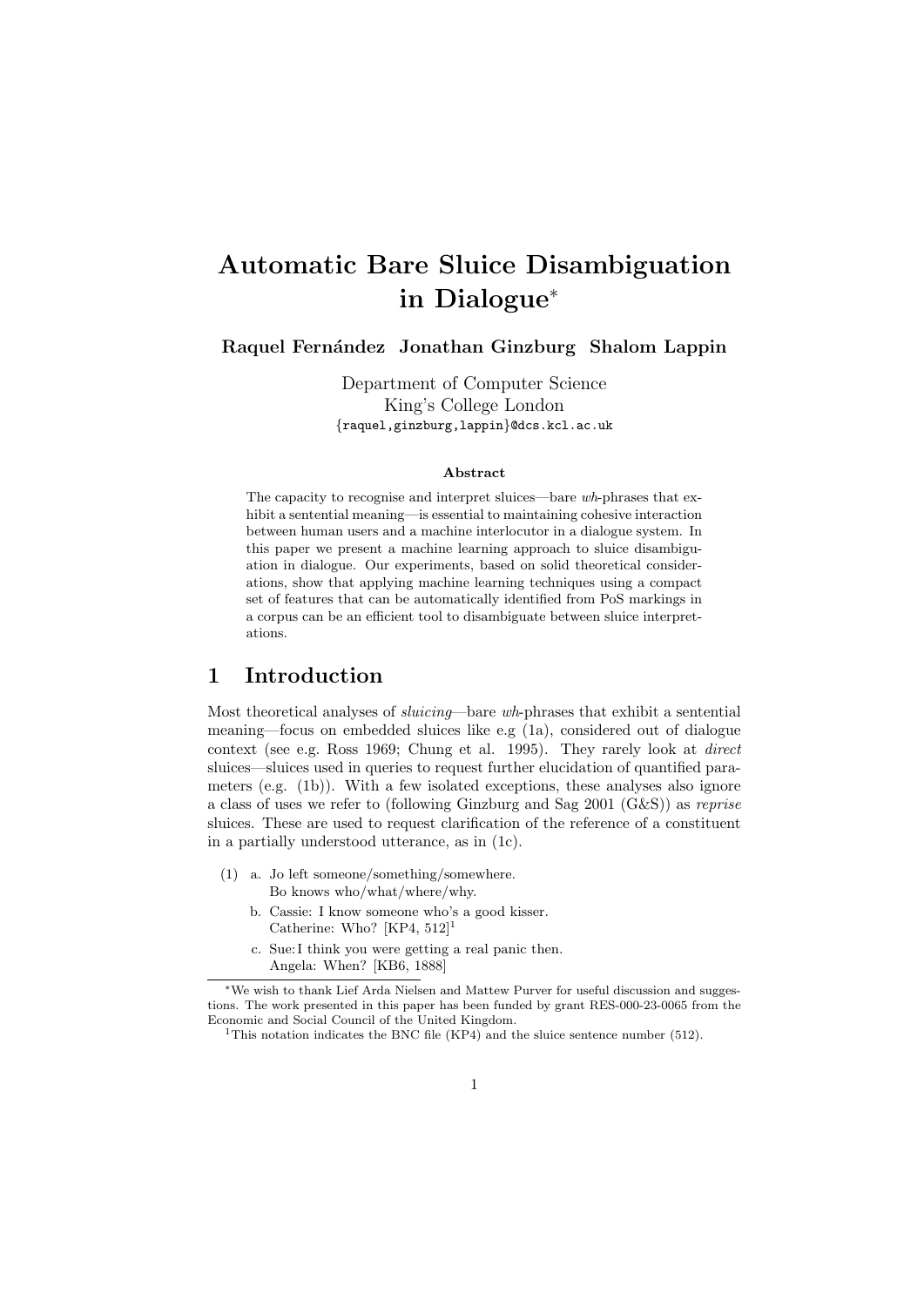# Automatic Bare Sluice Disambiguation in Dialogue*

**Raquel Fernández  Jonathan Ginzburg  Shalom Lappin**

Department of Computer Science
King's College London
{raquel,ginzburg,lappin}@dcs.kcl.ac.uk

### Abstract

The capacity to recognise and interpret sluices—bare *wh*-phrases that exhibit a sentential meaning—is essential to maintaining cohesive interaction between human users and a machine interlocutor in a dialogue system. In this paper we present a machine learning approach to sluice disambiguation in dialogue. Our experiments, based on solid theoretical considerations, show that applying machine learning techniques using a compact set of features that can be automatically identified from PoS markings in a corpus can be an efficient tool to disambiguate between sluice interpretations.

## 1 Introduction

Most theoretical analyses of *sluicing*—bare *wh*-phrases that exhibit a sentential meaning—focus on embedded sluices like e.g (1a), considered out of dialogue context (see e.g. Ross 1969; Chung et al. 1995). They rarely look at *direct* sluices—sluices used in queries to request further elucidation of quantified parameters (e.g. (1b)). With a few isolated exceptions, these analyses also ignore a class of uses we refer to (following Ginzburg and Sag 2001 (G&S)) as *reprise* sluices. These are used to request clarification of the reference of a constituent in a partially understood utterance, as in (1c).

(1) a. Jo left someone/something/somewhere.
Bo knows who/what/where/why.

b. Cassie: I know someone who's a good kisser.
Catherine: Who? [KP4, 512][1]

c. Sue: I think you were getting a real panic then.
Angela: When? [KB6, 1888]

---

*We wish to thank Lief Arda Nielsen and Mattew Purver for useful discussion and suggestions. The work presented in this paper has been funded by grant RES-000-23-0065 from the Economic and Social Council of the United Kingdom.

[1]This notation indicates the BNC file (KP4) and the sluice sentence number (512).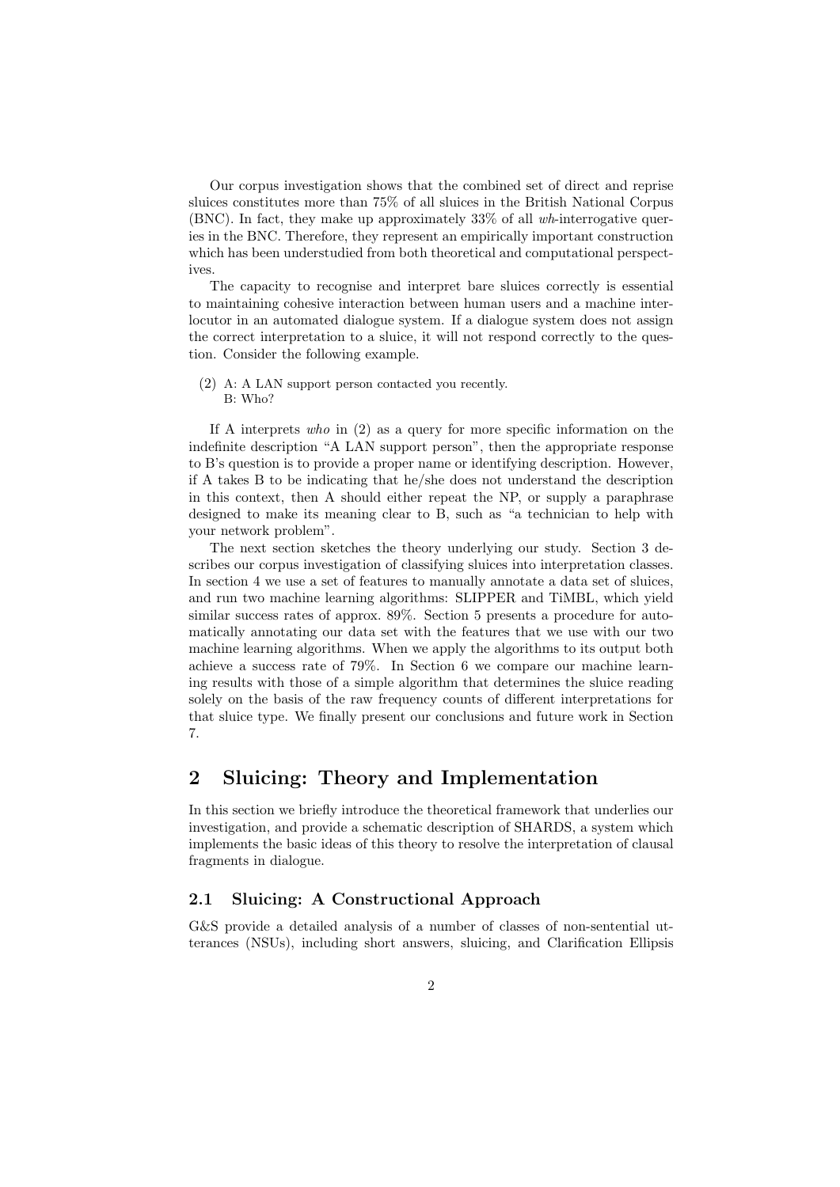Our corpus investigation shows that the combined set of direct and reprise sluices constitutes more than 75% of all sluices in the British National Corpus (BNC). In fact, they make up approximately 33% of all *wh*-interrogative queries in the BNC. Therefore, they represent an empirically important construction which has been understudied from both theoretical and computational perspectives.

The capacity to recognise and interpret bare sluices correctly is essential to maintaining cohesive interaction between human users and a machine interlocutor in an automated dialogue system. If a dialogue system does not assign the correct interpretation to a sluice, it will not respond correctly to the question. Consider the following example.

(2) A: A LAN support person contacted you recently.
    B: Who?

If A interprets *who* in (2) as a query for more specific information on the indefinite description "A LAN support person", then the appropriate response to B's question is to provide a proper name or identifying description. However, if A takes B to be indicating that he/she does not understand the description in this context, then A should either repeat the NP, or supply a paraphrase designed to make its meaning clear to B, such as "a technician to help with your network problem".

The next section sketches the theory underlying our study. Section 3 describes our corpus investigation of classifying sluices into interpretation classes. In section 4 we use a set of features to manually annotate a data set of sluices, and run two machine learning algorithms: SLIPPER and TiMBL, which yield similar success rates of approx. 89%. Section 5 presents a procedure for automatically annotating our data set with the features that we use with our two machine learning algorithms. When we apply the algorithms to its output both achieve a success rate of 79%. In Section 6 we compare our machine learning results with those of a simple algorithm that determines the sluice reading solely on the basis of the raw frequency counts of different interpretations for that sluice type. We finally present our conclusions and future work in Section 7.

## 2 Sluicing: Theory and Implementation

In this section we briefly introduce the theoretical framework that underlies our investigation, and provide a schematic description of SHARDS, a system which implements the basic ideas of this theory to resolve the interpretation of clausal fragments in dialogue.

### 2.1 Sluicing: A Constructional Approach

G&S provide a detailed analysis of a number of classes of non-sentential utterances (NSUs), including short answers, sluicing, and Clarification Ellipsis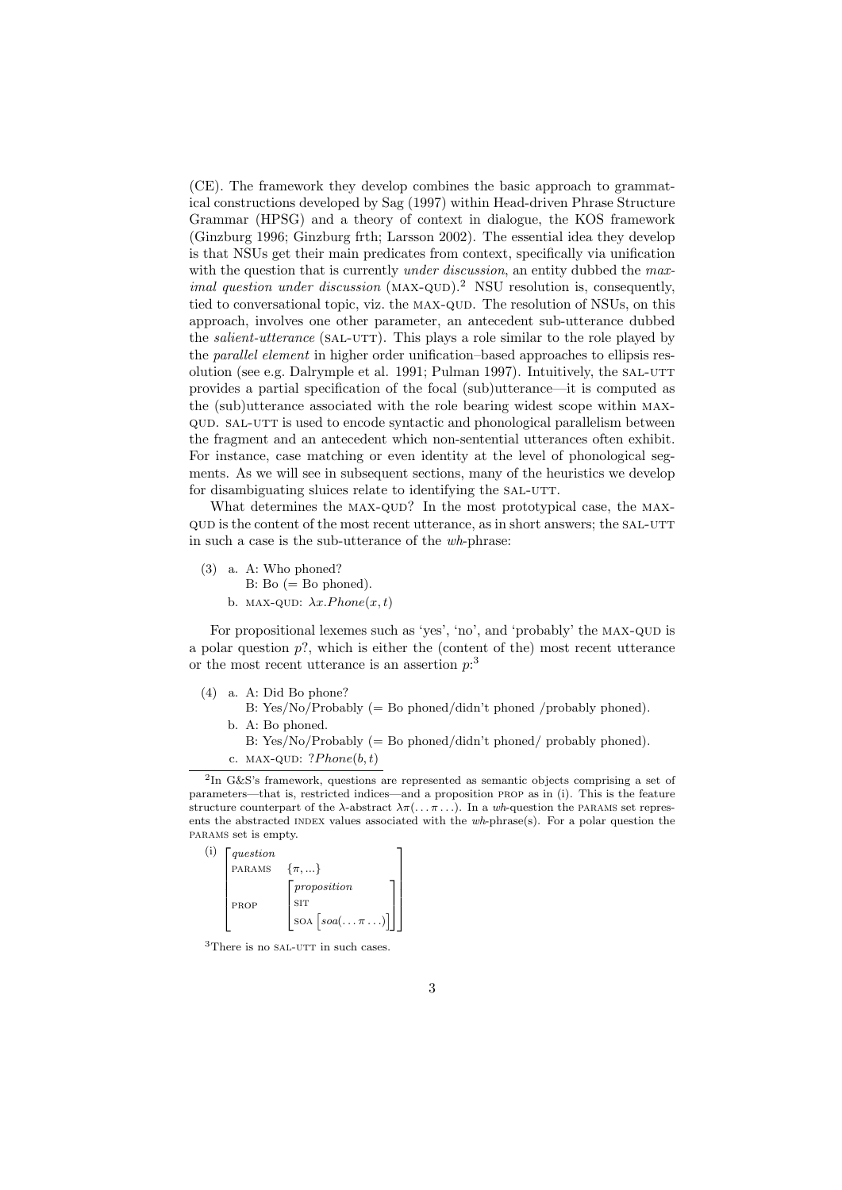(CE). The framework they develop combines the basic approach to grammatical constructions developed by Sag (1997) within Head-driven Phrase Structure Grammar (HPSG) and a theory of context in dialogue, the KOS framework (Ginzburg 1996; Ginzburg frth; Larsson 2002). The essential idea they develop is that NSUs get their main predicates from context, specifically via unification with the question that is currently *under discussion*, an entity dubbed the *maximal question under discussion* (MAX-QUD).[2] NSU resolution is, consequently, tied to conversational topic, viz. the MAX-QUD. The resolution of NSUs, on this approach, involves one other parameter, an antecedent sub-utterance dubbed the *salient-utterance* (SAL-UTT). This plays a role similar to the role played by the *parallel element* in higher order unification–based approaches to ellipsis resolution (see e.g. Dalrymple et al. 1991; Pulman 1997). Intuitively, the SAL-UTT provides a partial specification of the focal (sub)utterance—it is computed as the (sub)utterance associated with the role bearing widest scope within MAX-QUD. SAL-UTT is used to encode syntactic and phonological parallelism between the fragment and an antecedent which non-sentential utterances often exhibit. For instance, case matching or even identity at the level of phonological segments. As we will see in subsequent sections, many of the heuristics we develop for disambiguating sluices relate to identifying the SAL-UTT.

What determines the MAX-QUD? In the most prototypical case, the MAX-QUD is the content of the most recent utterance, as in short answers; the SAL-UTT in such a case is the sub-utterance of the *wh*-phrase:

(3) a. A: Who phoned?
B: Bo (= Bo phoned).

b. MAX-QUD: $\lambda x.Phone(x,t)$

For propositional lexemes such as 'yes', 'no', and 'probably' the MAX-QUD is a polar question $p?$, which is either the (content of the) most recent utterance or the most recent utterance is an assertion $p$:[3]

(4) a. A: Did Bo phone?
B: Yes/No/Probably (= Bo phoned/didn't phoned /probably phoned).

b. A: Bo phoned.
B: Yes/No/Probably (= Bo phoned/didn't phoned/ probably phoned).

c. MAX-QUD: $?Phone(b,t)$

---

[2] In G&S's framework, questions are represented as semantic objects comprising a set of parameters—that is, restricted indices—and a proposition PROP as in (i). This is the feature structure counterpart of the λ-abstract $\lambda\pi(\ldots\pi\ldots)$. In a *wh*-question the PARAMS set represents the abstracted INDEX values associated with the *wh*-phrase(s). For a polar question the PARAMS set is empty.

(i)
$$\begin{bmatrix} \textit{question} & \\ \text{PARAMS} & \{\pi, \ldots\} \\ \text{PROP} & \begin{bmatrix} \textit{proposition} & \\ \text{SIT} & \\ \text{SOA} & \left[ \textit{soa}(\ldots\pi\ldots) \right] \end{bmatrix} \end{bmatrix}$$

[3] There is no SAL-UTT in such cases.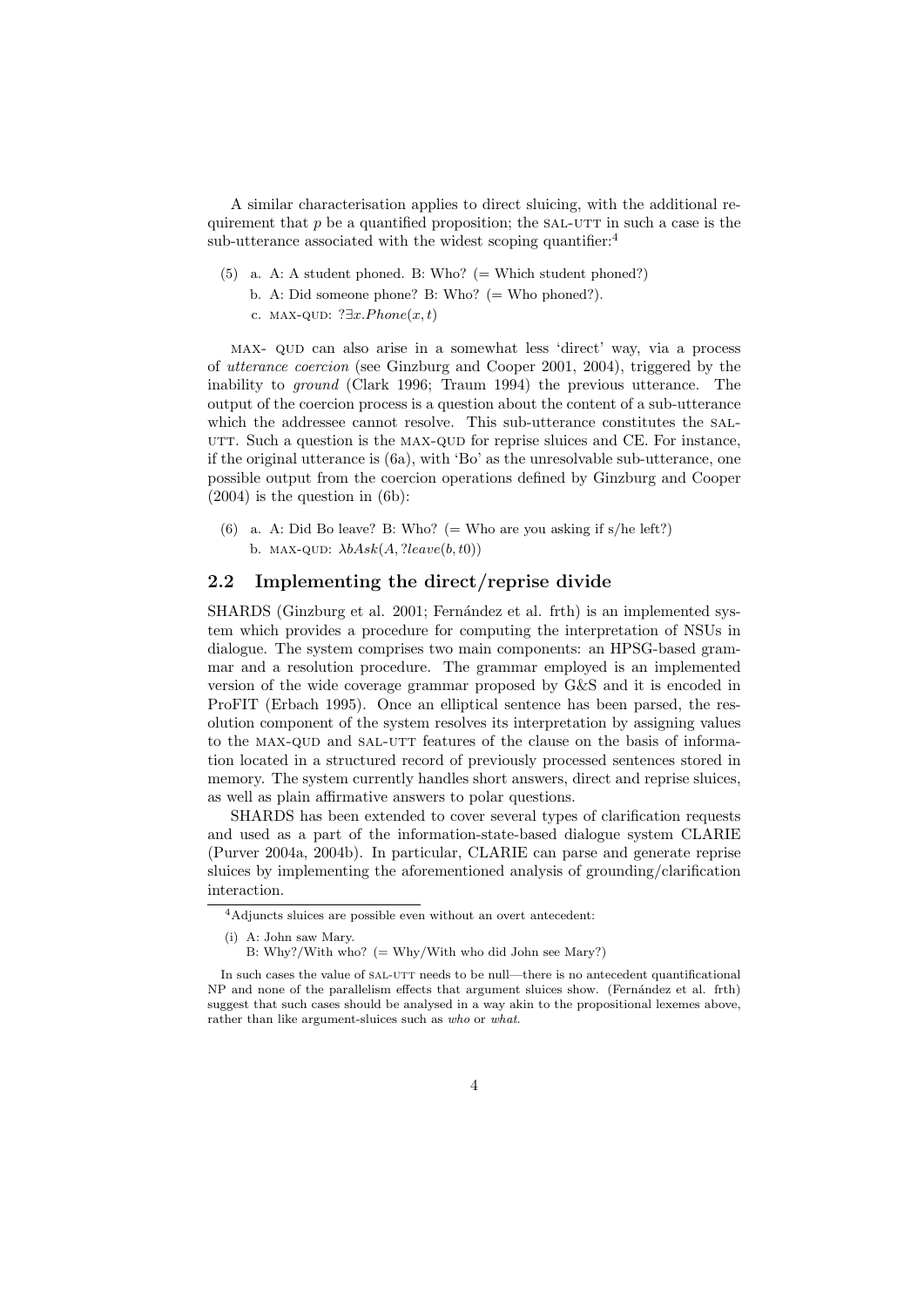A similar characterisation applies to direct sluicing, with the additional requirement that $p$ be a quantified proposition; the SAL-UTT in such a case is the sub-utterance associated with the widest scoping quantifier:[4]

(5) a. A: A student phoned. B: Who? (= Which student phoned?)

b. A: Did someone phone? B: Who? (= Who phoned?).

c. MAX-QUD: $?\exists x.Phone(x, t)$

MAX- QUD can also arise in a somewhat less 'direct' way, via a process of *utterance coercion* (see Ginzburg and Cooper 2001, 2004), triggered by the inability to *ground* (Clark 1996; Traum 1994) the previous utterance. The output of the coercion process is a question about the content of a sub-utterance which the addressee cannot resolve. This sub-utterance constitutes the SAL-UTT. Such a question is the MAX-QUD for reprise sluices and CE. For instance, if the original utterance is (6a), with 'Bo' as the unresolvable sub-utterance, one possible output from the coercion operations defined by Ginzburg and Cooper (2004) is the question in (6b):

(6) a. A: Did Bo leave? B: Who? (= Who are you asking if s/he left?)

b. MAX-QUD: $\lambda b Ask(A, ?leave(b, t0))$

## 2.2 Implementing the direct/reprise divide

SHARDS (Ginzburg et al. 2001; Fernández et al. frth) is an implemented system which provides a procedure for computing the interpretation of NSUs in dialogue. The system comprises two main components: an HPSG-based grammar and a resolution procedure. The grammar employed is an implemented version of the wide coverage grammar proposed by G&S and it is encoded in ProFIT (Erbach 1995). Once an elliptical sentence has been parsed, the resolution component of the system resolves its interpretation by assigning values to the MAX-QUD and SAL-UTT features of the clause on the basis of information located in a structured record of previously processed sentences stored in memory. The system currently handles short answers, direct and reprise sluices, as well as plain affirmative answers to polar questions.

SHARDS has been extended to cover several types of clarification requests and used as a part of the information-state-based dialogue system CLARIE (Purver 2004a, 2004b). In particular, CLARIE can parse and generate reprise sluices by implementing the aforementioned analysis of grounding/clarification interaction.

---

[4] Adjuncts sluices are possible even without an overt antecedent:

(i) A: John saw Mary.
B: Why?/With who? (= Why/With who did John see Mary?)

In such cases the value of SAL-UTT needs to be null—there is no antecedent quantificational NP and none of the parallelism effects that argument sluices show. (Fernández et al. frth) suggest that such cases should be analysed in a way akin to the propositional lexemes above, rather than like argument-sluices such as *who* or *what*.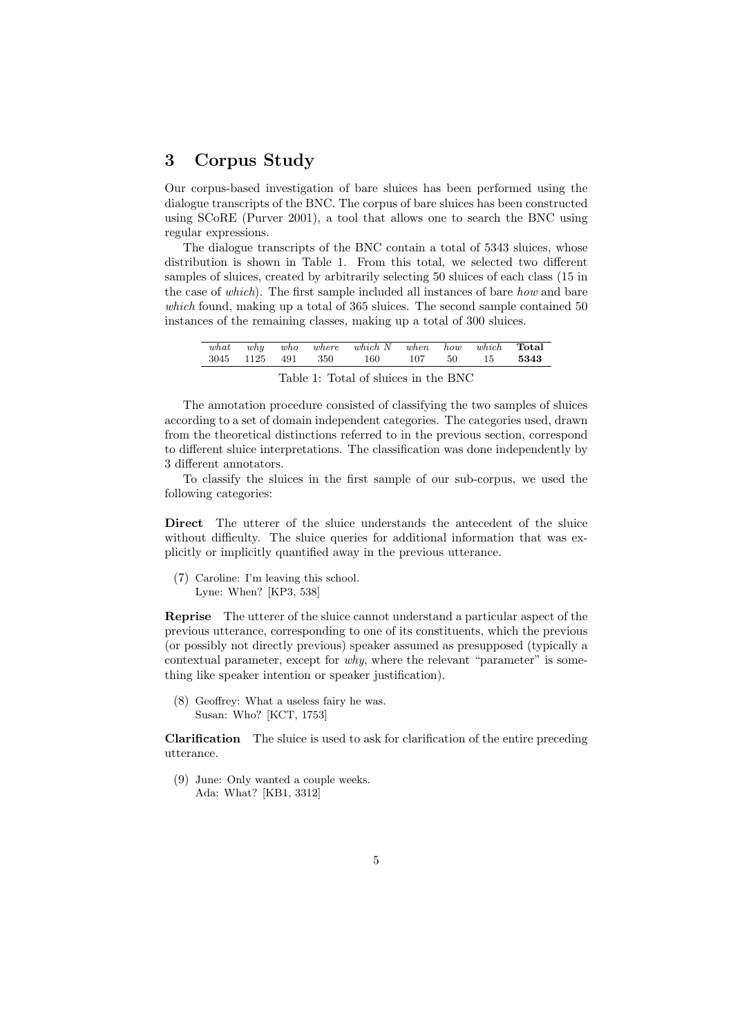## 3 Corpus Study

Our corpus-based investigation of bare sluices has been performed using the dialogue transcripts of the BNC. The corpus of bare sluices has been constructed using SCoRE (Purver 2001), a tool that allows one to search the BNC using regular expressions.

The dialogue transcripts of the BNC contain a total of 5343 sluices, whose distribution is shown in Table 1. From this total, we selected two different samples of sluices, created by arbitrarily selecting 50 sluices of each class (15 in the case of *which*). The first sample included all instances of bare *how* and bare *which* found, making up a total of 365 sluices. The second sample contained 50 instances of the remaining classes, making up a total of 300 sluices.

| *what* | *why* | *who* | *where* | *which N* | *when* | *how* | *which* | **Total** |
|---|---|---|---|---|---|---|---|---|
| 3045 | 1125 | 491 | 350 | 160 | 107 | 50 | 15 | **5343** |

Table 1: Total of sluices in the BNC

The annotation procedure consisted of classifying the two samples of sluices according to a set of domain independent categories. The categories used, drawn from the theoretical distinctions referred to in the previous section, correspond to different sluice interpretations. The classification was done independently by 3 different annotators.

To classify the sluices in the first sample of our sub-corpus, we used the following categories:

**Direct** The utterer of the sluice understands the antecedent of the sluice without difficulty. The sluice queries for additional information that was explicitly or implicitly quantified away in the previous utterance.

(7) Caroline: I'm leaving this school.
Lyne: When? [KP3, 538]

**Reprise** The utterer of the sluice cannot understand a particular aspect of the previous utterance, corresponding to one of its constituents, which the previous (or possibly not directly previous) speaker assumed as presupposed (typically a contextual parameter, except for *why*, where the relevant "parameter" is something like speaker intention or speaker justification).

(8) Geoffrey: What a useless fairy he was.
Susan: Who? [KCT, 1753]

**Clarification** The sluice is used to ask for clarification of the entire preceding utterance.

(9) June: Only wanted a couple weeks.
Ada: What? [KB1, 3312]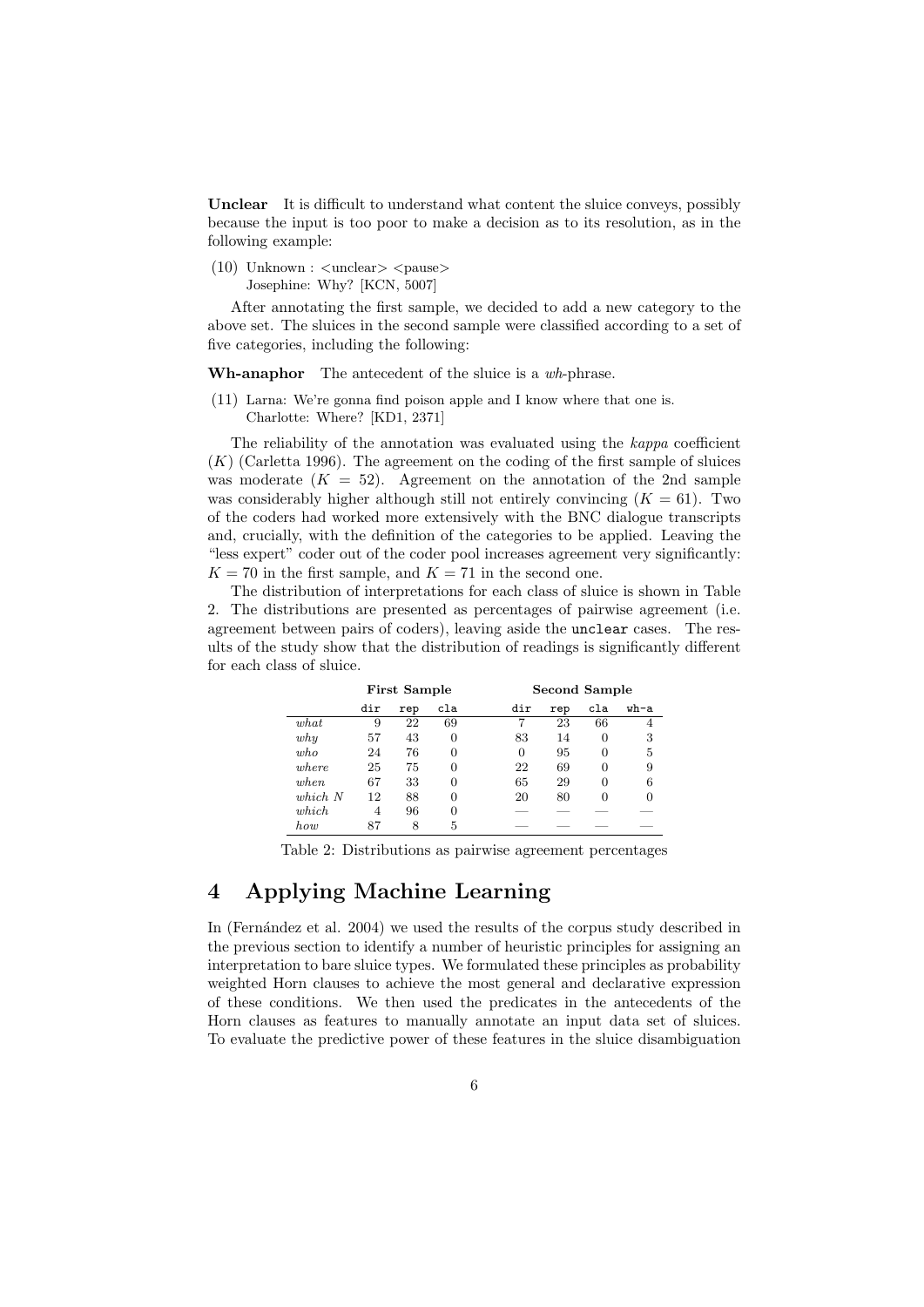**Unclear** It is difficult to understand what content the sluice conveys, possibly because the input is too poor to make a decision as to its resolution, as in the following example:

(10) Unknown : <unclear> <pause>
Josephine: Why? [KCN, 5007]

After annotating the first sample, we decided to add a new category to the above set. The sluices in the second sample were classified according to a set of five categories, including the following:

**Wh-anaphor** The antecedent of the sluice is a *wh*-phrase.

(11) Larna: We're gonna find poison apple and I know where that one is.
Charlotte: Where? [KD1, 2371]

The reliability of the annotation was evaluated using the *kappa* coefficient ($K$) (Carletta 1996). The agreement on the coding of the first sample of sluices was moderate ($K = 52$). Agreement on the annotation of the 2nd sample was considerably higher although still not entirely convincing ($K = 61$). Two of the coders had worked more extensively with the BNC dialogue transcripts and, crucially, with the definition of the categories to be applied. Leaving the "less expert" coder out of the coder pool increases agreement very significantly: $K = 70$ in the first sample, and $K = 71$ in the second one.

The distribution of interpretations for each class of sluice is shown in Table 2. The distributions are presented as percentages of pairwise agreement (i.e. agreement between pairs of coders), leaving aside the `unclear` cases. The results of the study show that the distribution of readings is significantly different for each class of sluice.

| | **First Sample** | | | **Second Sample** | | | |
|---|---|---|---|---|---|---|---|
| | `dir` | `rep` | `cla` | `dir` | `rep` | `cla` | `wh-a` |
| *what* | 9 | 22 | 69 | 7 | 23 | 66 | 4 |
| *why* | 57 | 43 | 0 | 83 | 14 | 0 | 3 |
| *who* | 24 | 76 | 0 | 0 | 95 | 0 | 5 |
| *where* | 25 | 75 | 0 | 22 | 69 | 0 | 9 |
| *when* | 67 | 33 | 0 | 65 | 29 | 0 | 6 |
| *which N* | 12 | 88 | 0 | 20 | 80 | 0 | 0 |
| *which* | 4 | 96 | 0 | — | — | — | — |
| *how* | 87 | 8 | 5 | — | — | — | — |

Table 2: Distributions as pairwise agreement percentages

# 4 Applying Machine Learning

In (Fernández et al. 2004) we used the results of the corpus study described in the previous section to identify a number of heuristic principles for assigning an interpretation to bare sluice types. We formulated these principles as probability weighted Horn clauses to achieve the most general and declarative expression of these conditions. We then used the predicates in the antecedents of the Horn clauses as features to manually annotate an input data set of sluices. To evaluate the predictive power of these features in the sluice disambiguation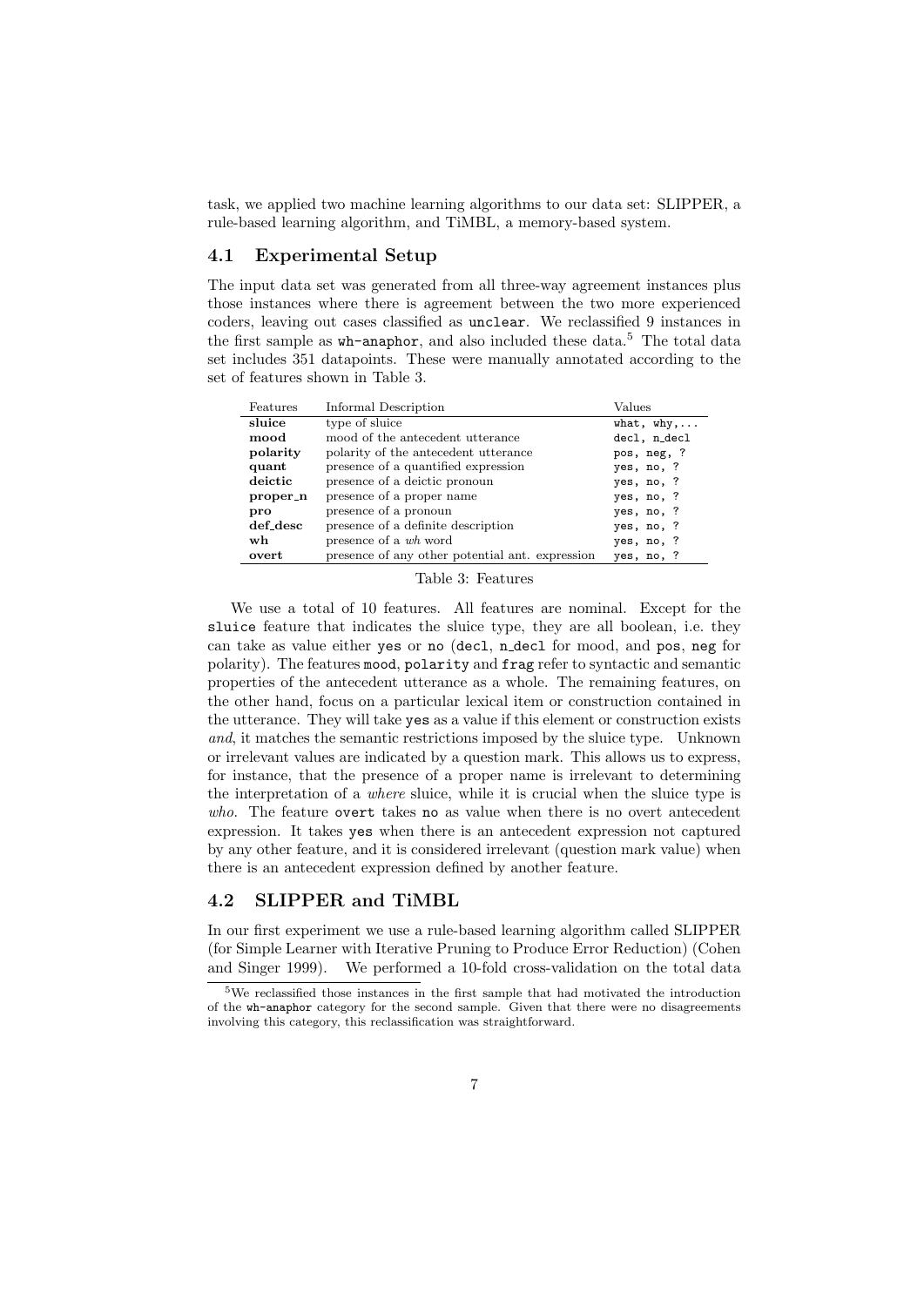task, we applied two machine learning algorithms to our data set: SLIPPER, a rule-based learning algorithm, and TiMBL, a memory-based system.

### 4.1 Experimental Setup

The input data set was generated from all three-way agreement instances plus those instances where there is agreement between the two more experienced coders, leaving out cases classified as `unclear`. We reclassified 9 instances in the first sample as `wh-anaphor`, and also included these data.[5] The total data set includes 351 datapoints. These were manually annotated according to the set of features shown in Table 3.

| Features | Informal Description | Values |
|---|---|---|
| **sluice** | type of sluice | `what, why,...` |
| **mood** | mood of the antecedent utterance | `decl, n_decl` |
| **polarity** | polarity of the antecedent utterance | `pos, neg, ?` |
| **quant** | presence of a quantified expression | `yes, no, ?` |
| **deictic** | presence of a deictic pronoun | `yes, no, ?` |
| **proper_n** | presence of a proper name | `yes, no, ?` |
| **pro** | presence of a pronoun | `yes, no, ?` |
| **def_desc** | presence of a definite description | `yes, no, ?` |
| **wh** | presence of a *wh* word | `yes, no, ?` |
| **overt** | presence of any other potential ant. expression | `yes, no, ?` |

Table 3: Features

We use a total of 10 features. All features are nominal. Except for the `sluice` feature that indicates the sluice type, they are all boolean, i.e. they can take as value either `yes` or `no` (`decl`, `n_decl` for mood, and `pos`, `neg` for polarity). The features `mood`, `polarity` and `frag` refer to syntactic and semantic properties of the antecedent utterance as a whole. The remaining features, on the other hand, focus on a particular lexical item or construction contained in the utterance. They will take `yes` as a value if this element or construction exists *and*, it matches the semantic restrictions imposed by the sluice type. Unknown or irrelevant values are indicated by a question mark. This allows us to express, for instance, that the presence of a proper name is irrelevant to determining the interpretation of a *where* sluice, while it is crucial when the sluice type is *who*. The feature `overt` takes `no` as value when there is no overt antecedent expression. It takes `yes` when there is an antecedent expression not captured by any other feature, and it is considered irrelevant (question mark value) when there is an antecedent expression defined by another feature.

### 4.2 SLIPPER and TiMBL

In our first experiment we use a rule-based learning algorithm called SLIPPER (for Simple Learner with Iterative Pruning to Produce Error Reduction) (Cohen and Singer 1999). We performed a 10-fold cross-validation on the total data

[5] We reclassified those instances in the first sample that had motivated the introduction of the `wh-anaphor` category for the second sample. Given that there were no disagreements involving this category, this reclassification was straightforward.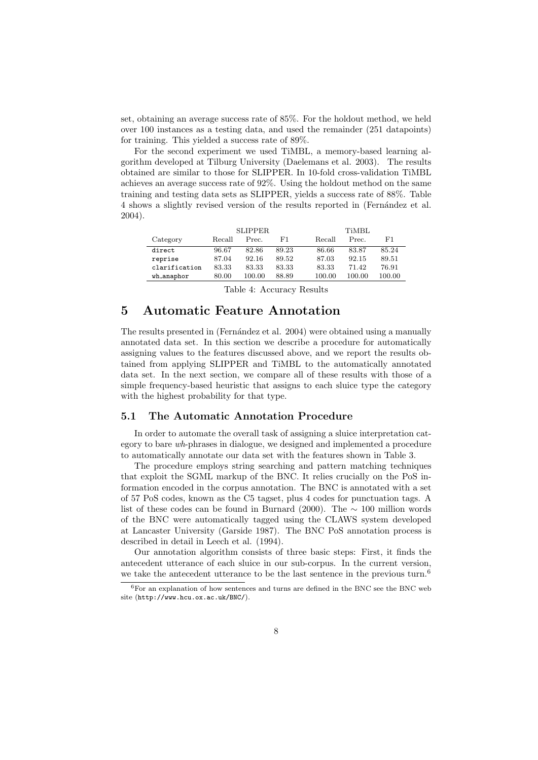set, obtaining an average success rate of 85%. For the holdout method, we held over 100 instances as a testing data, and used the remainder (251 datapoints) for training. This yielded a success rate of 89%.

For the second experiment we used TiMBL, a memory-based learning algorithm developed at Tilburg University (Daelemans et al. 2003). The results obtained are similar to those for SLIPPER. In 10-fold cross-validation TiMBL achieves an average success rate of 92%. Using the holdout method on the same training and testing data sets as SLIPPER, yields a success rate of 88%. Table 4 shows a slightly revised version of the results reported in (Fernández et al. 2004).

| | SLIPPER | | | TiMBL | | |
|---|---|---|---|---|---|---|
| Category | Recall | Prec. | F1 | Recall | Prec. | F1 |
| direct | 96.67 | 82.86 | 89.23 | 86.66 | 83.87 | 85.24 |
| reprise | 87.04 | 92.16 | 89.52 | 87.03 | 92.15 | 89.51 |
| clarification | 83.33 | 83.33 | 83.33 | 83.33 | 71.42 | 76.91 |
| wh_anaphor | 80.00 | 100.00 | 88.89 | 100.00 | 100.00 | 100.00 |

Table 4: Accuracy Results

# 5 Automatic Feature Annotation

The results presented in (Fernández et al. 2004) were obtained using a manually annotated data set. In this section we describe a procedure for automatically assigning values to the features discussed above, and we report the results obtained from applying SLIPPER and TiMBL to the automatically annotated data set. In the next section, we compare all of these results with those of a simple frequency-based heuristic that assigns to each sluice type the category with the highest probability for that type.

## 5.1 The Automatic Annotation Procedure

In order to automate the overall task of assigning a sluice interpretation category to bare *wh*-phrases in dialogue, we designed and implemented a procedure to automatically annotate our data set with the features shown in Table 3.

The procedure employs string searching and pattern matching techniques that exploit the SGML markup of the BNC. It relies crucially on the PoS information encoded in the corpus annotation. The BNC is annotated with a set of 57 PoS codes, known as the C5 tagset, plus 4 codes for punctuation tags. A list of these codes can be found in Burnard (2000). The $\sim$ 100 million words of the BNC were automatically tagged using the CLAWS system developed at Lancaster University (Garside 1987). The BNC PoS annotation process is described in detail in Leech et al. (1994).

Our annotation algorithm consists of three basic steps: First, it finds the antecedent utterance of each sluice in our sub-corpus. In the current version, we take the antecedent utterance to be the last sentence in the previous turn.[6]

[6] For an explanation of how sentences and turns are defined in the BNC see the BNC web site (http://www.hcu.ox.ac.uk/BNC/).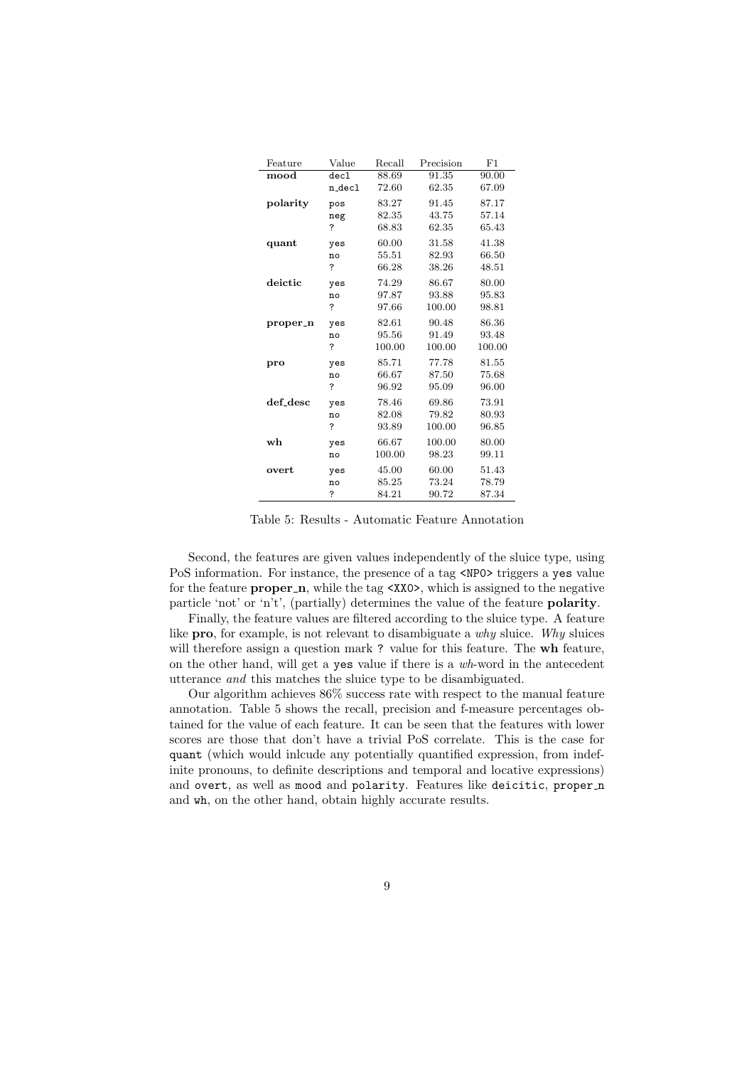| Feature | Value | Recall | Precision | F1 |
|---|---|---|---|---|
| **mood** | decl | 88.69 | 91.35 | 90.00 |
| | n_decl | 72.60 | 62.35 | 67.09 |
| **polarity** | pos | 83.27 | 91.45 | 87.17 |
| | neg | 82.35 | 43.75 | 57.14 |
| | ? | 68.83 | 62.35 | 65.43 |
| **quant** | yes | 60.00 | 31.58 | 41.38 |
| | no | 55.51 | 82.93 | 66.50 |
| | ? | 66.28 | 38.26 | 48.51 |
| **deictic** | yes | 74.29 | 86.67 | 80.00 |
| | no | 97.87 | 93.88 | 95.83 |
| | ? | 97.66 | 100.00 | 98.81 |
| **proper_n** | yes | 82.61 | 90.48 | 86.36 |
| | no | 95.56 | 91.49 | 93.48 |
| | ? | 100.00 | 100.00 | 100.00 |
| **pro** | yes | 85.71 | 77.78 | 81.55 |
| | no | 66.67 | 87.50 | 75.68 |
| | ? | 96.92 | 95.09 | 96.00 |
| **def_desc** | yes | 78.46 | 69.86 | 73.91 |
| | no | 82.08 | 79.82 | 80.93 |
| | ? | 93.89 | 100.00 | 96.85 |
| **wh** | yes | 66.67 | 100.00 | 80.00 |
| | no | 100.00 | 98.23 | 99.11 |
| **overt** | yes | 45.00 | 60.00 | 51.43 |
| | no | 85.25 | 73.24 | 78.79 |
| | ? | 84.21 | 90.72 | 87.34 |

Table 5: Results - Automatic Feature Annotation

Second, the features are given values independently of the sluice type, using PoS information. For instance, the presence of a tag `<NP0>` triggers a `yes` value for the feature **proper_n**, while the tag `<XX0>`, which is assigned to the negative particle 'not' or 'n't', (partially) determines the value of the feature **polarity**.

Finally, the feature values are filtered according to the sluice type. A feature like **pro**, for example, is not relevant to disambiguate a *why* sluice. *Why* sluices will therefore assign a question mark `?` value for this feature. The **wh** feature, on the other hand, will get a `yes` value if there is a *wh*-word in the antecedent utterance *and* this matches the sluice type to be disambiguated.

Our algorithm achieves 86% success rate with respect to the manual feature annotation. Table 5 shows the recall, precision and f-measure percentages obtained for the value of each feature. It can be seen that the features with lower scores are those that don't have a trivial PoS correlate. This is the case for `quant` (which would inlcude any potentially quantified expression, from indefinite pronouns, to definite descriptions and temporal and locative expressions) and `overt`, as well as `mood` and `polarity`. Features like `deicitic`, `proper_n` and `wh`, on the other hand, obtain highly accurate results.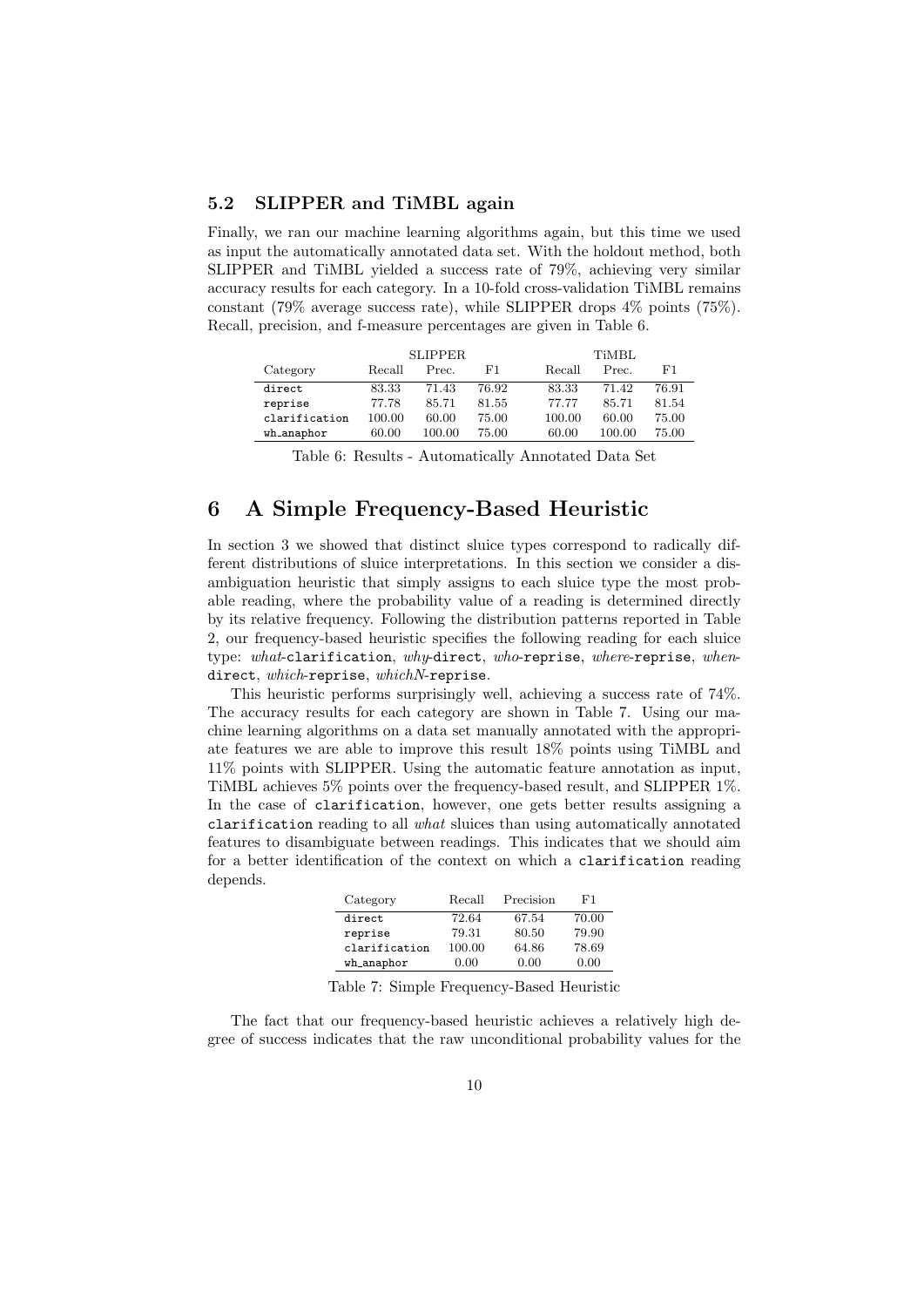### 5.2 SLIPPER and TiMBL again

Finally, we ran our machine learning algorithms again, but this time we used as input the automatically annotated data set. With the holdout method, both SLIPPER and TiMBL yielded a success rate of 79%, achieving very similar accuracy results for each category. In a 10-fold cross-validation TiMBL remains constant (79% average success rate), while SLIPPER drops 4% points (75%). Recall, precision, and f-measure percentages are given in Table 6.

| | SLIPPER | | | TiMBL | | |
|---|---|---|---|---|---|---|
| Category | Recall | Prec. | F1 | Recall | Prec. | F1 |
| `direct` | 83.33 | 71.43 | 76.92 | 83.33 | 71.42 | 76.91 |
| `reprise` | 77.78 | 85.71 | 81.55 | 77.77 | 85.71 | 81.54 |
| `clarification` | 100.00 | 60.00 | 75.00 | 100.00 | 60.00 | 75.00 |
| `wh_anaphor` | 60.00 | 100.00 | 75.00 | 60.00 | 100.00 | 75.00 |

Table 6: Results - Automatically Annotated Data Set

## 6 A Simple Frequency-Based Heuristic

In section 3 we showed that distinct sluice types correspond to radically different distributions of sluice interpretations. In this section we consider a disambiguation heuristic that simply assigns to each sluice type the most probable reading, where the probability value of a reading is determined directly by its relative frequency. Following the distribution patterns reported in Table 2, our frequency-based heuristic specifies the following reading for each sluice type: *what*-`clarification`, *why*-`direct`, *who*-`reprise`, *where*-`reprise`, *when*-`direct`, *which*-`reprise`, *whichN*-`reprise`.

This heuristic performs surprisingly well, achieving a success rate of 74%. The accuracy results for each category are shown in Table 7. Using our machine learning algorithms on a data set manually annotated with the appropriate features we are able to improve this result 18% points using TiMBL and 11% points with SLIPPER. Using the automatic feature annotation as input, TiMBL achieves 5% points over the frequency-based result, and SLIPPER 1%. In the case of `clarification`, however, one gets better results assigning a `clarification` reading to all *what* sluices than using automatically annotated features to disambiguate between readings. This indicates that we should aim for a better identification of the context on which a `clarification` reading depends.

| Category | Recall | Precision | F1 |
|---|---|---|---|
| `direct` | 72.64 | 67.54 | 70.00 |
| `reprise` | 79.31 | 80.50 | 79.90 |
| `clarification` | 100.00 | 64.86 | 78.69 |
| `wh_anaphor` | 0.00 | 0.00 | 0.00 |

Table 7: Simple Frequency-Based Heuristic

The fact that our frequency-based heuristic achieves a relatively high degree of success indicates that the raw unconditional probability values for the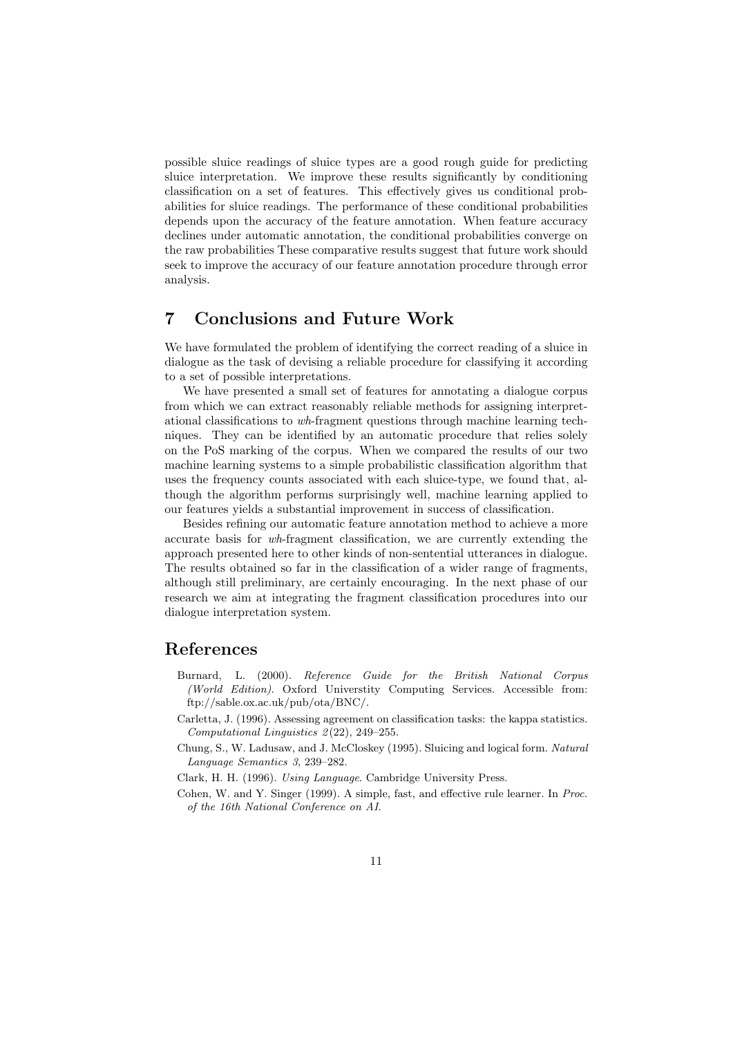possible sluice readings of sluice types are a good rough guide for predicting sluice interpretation. We improve these results significantly by conditioning classification on a set of features. This effectively gives us conditional probabilities for sluice readings. The performance of these conditional probabilities depends upon the accuracy of the feature annotation. When feature accuracy declines under automatic annotation, the conditional probabilities converge on the raw probabilities These comparative results suggest that future work should seek to improve the accuracy of our feature annotation procedure through error analysis.

## 7 Conclusions and Future Work

We have formulated the problem of identifying the correct reading of a sluice in dialogue as the task of devising a reliable procedure for classifying it according to a set of possible interpretations.

We have presented a small set of features for annotating a dialogue corpus from which we can extract reasonably reliable methods for assigning interpretational classifications to *wh*-fragment questions through machine learning techniques. They can be identified by an automatic procedure that relies solely on the PoS marking of the corpus. When we compared the results of our two machine learning systems to a simple probabilistic classification algorithm that uses the frequency counts associated with each sluice-type, we found that, although the algorithm performs surprisingly well, machine learning applied to our features yields a substantial improvement in success of classification.

Besides refining our automatic feature annotation method to achieve a more accurate basis for *wh*-fragment classification, we are currently extending the approach presented here to other kinds of non-sentential utterances in dialogue. The results obtained so far in the classification of a wider range of fragments, although still preliminary, are certainly encouraging. In the next phase of our research we aim at integrating the fragment classification procedures into our dialogue interpretation system.

## References

Burnard, L. (2000). *Reference Guide for the British National Corpus (World Edition)*. Oxford Universtity Computing Services. Accessible from: ftp://sable.ox.ac.uk/pub/ota/BNC/.

Carletta, J. (1996). Assessing agreement on classification tasks: the kappa statistics. *Computational Linguistics 2*(22), 249–255.

Chung, S., W. Ladusaw, and J. McCloskey (1995). Sluicing and logical form. *Natural Language Semantics 3*, 239–282.

Clark, H. H. (1996). *Using Language*. Cambridge University Press.

Cohen, W. and Y. Singer (1999). A simple, fast, and effective rule learner. In *Proc. of the 16th National Conference on AI*.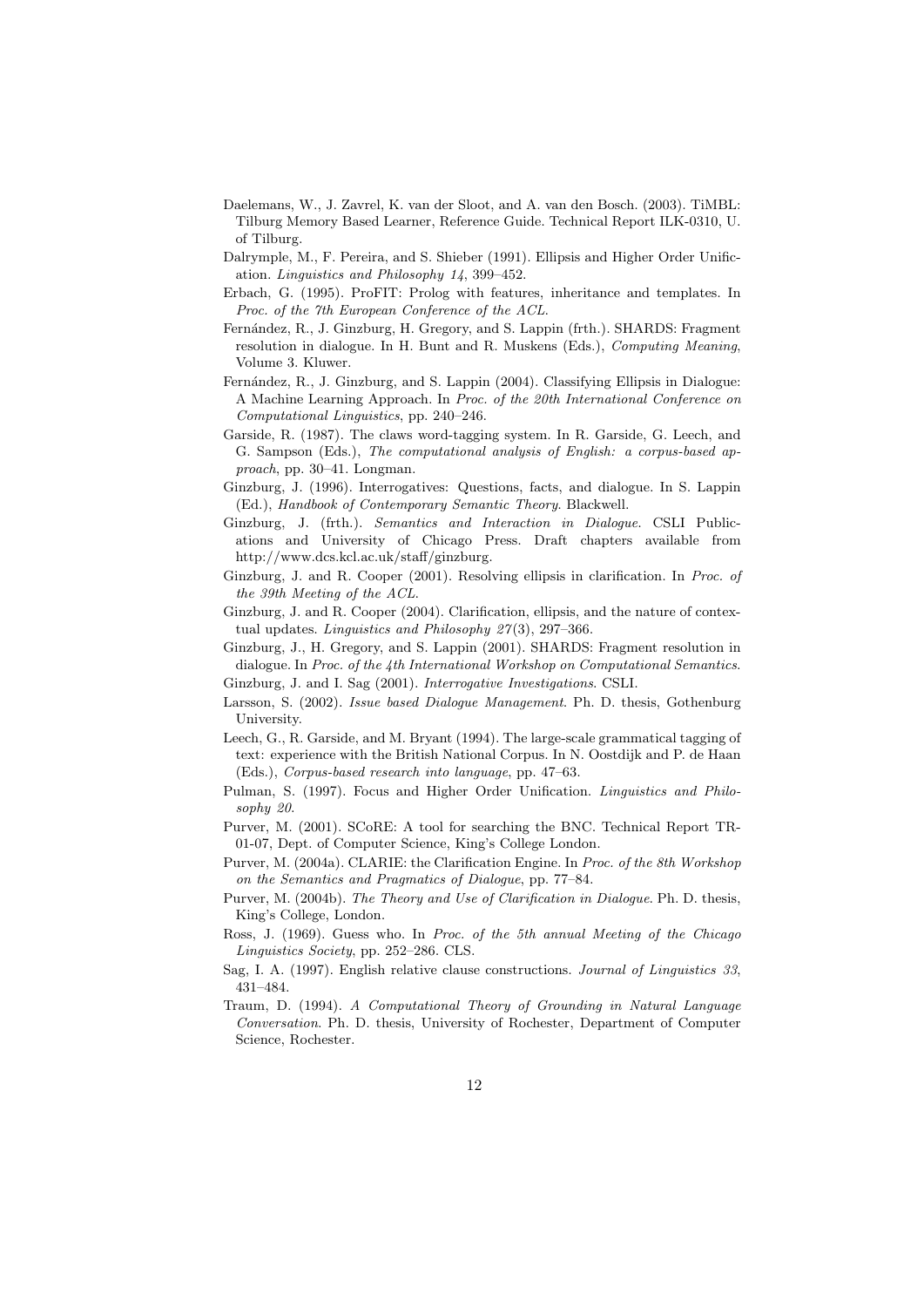Daelemans, W., J. Zavrel, K. van der Sloot, and A. van den Bosch. (2003). TiMBL: Tilburg Memory Based Learner, Reference Guide. Technical Report ILK-0310, U. of Tilburg.

Dalrymple, M., F. Pereira, and S. Shieber (1991). Ellipsis and Higher Order Unification. *Linguistics and Philosophy 14*, 399–452.

Erbach, G. (1995). ProFIT: Prolog with features, inheritance and templates. In *Proc. of the 7th European Conference of the ACL*.

Fernández, R., J. Ginzburg, H. Gregory, and S. Lappin (frth.). SHARDS: Fragment resolution in dialogue. In H. Bunt and R. Muskens (Eds.), *Computing Meaning*, Volume 3. Kluwer.

Fernández, R., J. Ginzburg, and S. Lappin (2004). Classifying Ellipsis in Dialogue: A Machine Learning Approach. In *Proc. of the 20th International Conference on Computational Linguistics*, pp. 240–246.

Garside, R. (1987). The claws word-tagging system. In R. Garside, G. Leech, and G. Sampson (Eds.), *The computational analysis of English: a corpus-based approach*, pp. 30–41. Longman.

Ginzburg, J. (1996). Interrogatives: Questions, facts, and dialogue. In S. Lappin (Ed.), *Handbook of Contemporary Semantic Theory*. Blackwell.

Ginzburg, J. (frth.). *Semantics and Interaction in Dialogue*. CSLI Publications and University of Chicago Press. Draft chapters available from http://www.dcs.kcl.ac.uk/staff/ginzburg.

Ginzburg, J. and R. Cooper (2001). Resolving ellipsis in clarification. In *Proc. of the 39th Meeting of the ACL*.

Ginzburg, J. and R. Cooper (2004). Clarification, ellipsis, and the nature of contextual updates. *Linguistics and Philosophy 27*(3), 297–366.

Ginzburg, J., H. Gregory, and S. Lappin (2001). SHARDS: Fragment resolution in dialogue. In *Proc. of the 4th International Workshop on Computational Semantics*.

Ginzburg, J. and I. Sag (2001). *Interrogative Investigations*. CSLI.

Larsson, S. (2002). *Issue based Dialogue Management*. Ph. D. thesis, Gothenburg University.

Leech, G., R. Garside, and M. Bryant (1994). The large-scale grammatical tagging of text: experience with the British National Corpus. In N. Oostdijk and P. de Haan (Eds.), *Corpus-based research into language*, pp. 47–63.

Pulman, S. (1997). Focus and Higher Order Unification. *Linguistics and Philosophy 20*.

Purver, M. (2001). SCoRE: A tool for searching the BNC. Technical Report TR-01-07, Dept. of Computer Science, King's College London.

Purver, M. (2004a). CLARIE: the Clarification Engine. In *Proc. of the 8th Workshop on the Semantics and Pragmatics of Dialogue*, pp. 77–84.

Purver, M. (2004b). *The Theory and Use of Clarification in Dialogue*. Ph. D. thesis, King's College, London.

Ross, J. (1969). Guess who. In *Proc. of the 5th annual Meeting of the Chicago Linguistics Society*, pp. 252–286. CLS.

Sag, I. A. (1997). English relative clause constructions. *Journal of Linguistics 33*, 431–484.

Traum, D. (1994). *A Computational Theory of Grounding in Natural Language Conversation*. Ph. D. thesis, University of Rochester, Department of Computer Science, Rochester.